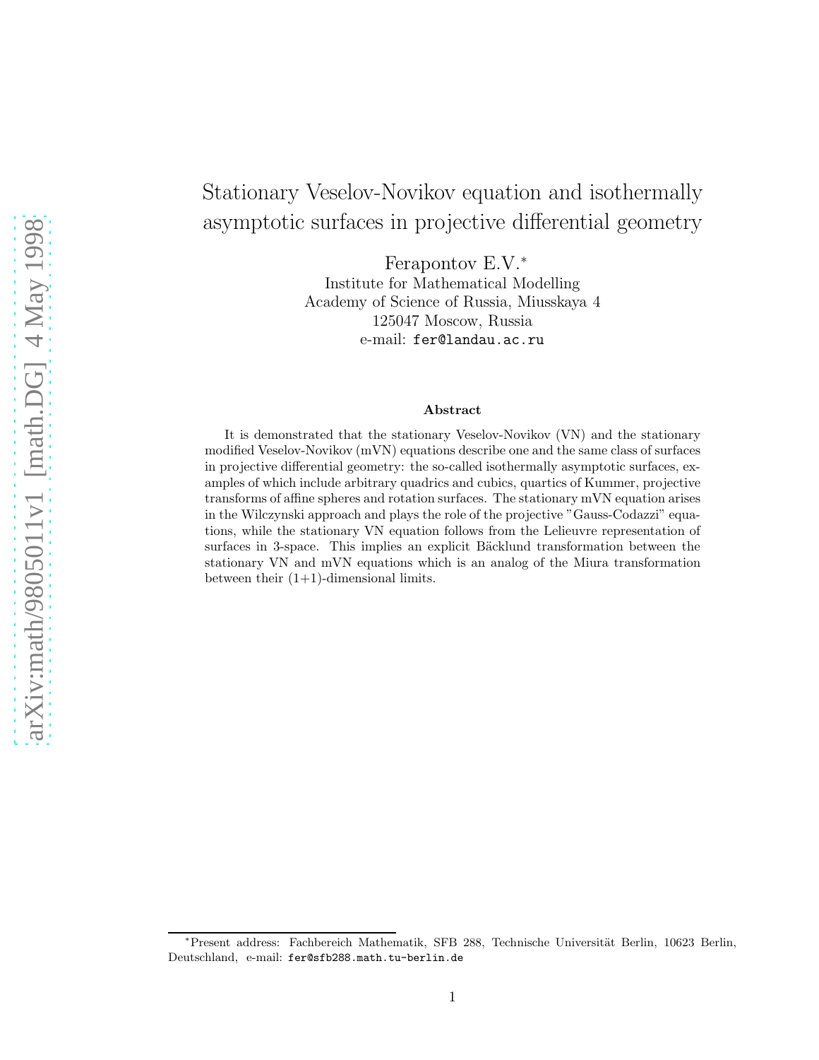# Stationary Veselov-Novikov equation and isothermally asymptotic surfaces in projective differential geometry

Ferapontov E.V.*

Institute for Mathematical Modelling
Academy of Science of Russia, Miusskaya 4
125047 Moscow, Russia
e-mail: fer@landau.ac.ru

### Abstract

It is demonstrated that the stationary Veselov-Novikov (VN) and the stationary modified Veselov-Novikov (mVN) equations describe one and the same class of surfaces in projective differential geometry: the so-called isothermally asymptotic surfaces, examples of which include arbitrary quadrics and cubics, quartics of Kummer, projective transforms of affine spheres and rotation surfaces. The stationary mVN equation arises in the Wilczynski approach and plays the role of the projective "Gauss-Codazzi" equations, while the stationary VN equation follows from the Lelieuvre representation of surfaces in 3-space. This implies an explicit Bäcklund transformation between the stationary VN and mVN equations which is an analog of the Miura transformation between their (1+1)-dimensional limits.

---

*Present address: Fachbereich Mathematik, SFB 288, Technische Universität Berlin, 10623 Berlin, Deutschland, e-mail: fer@sfb288.math.tu-berlin.de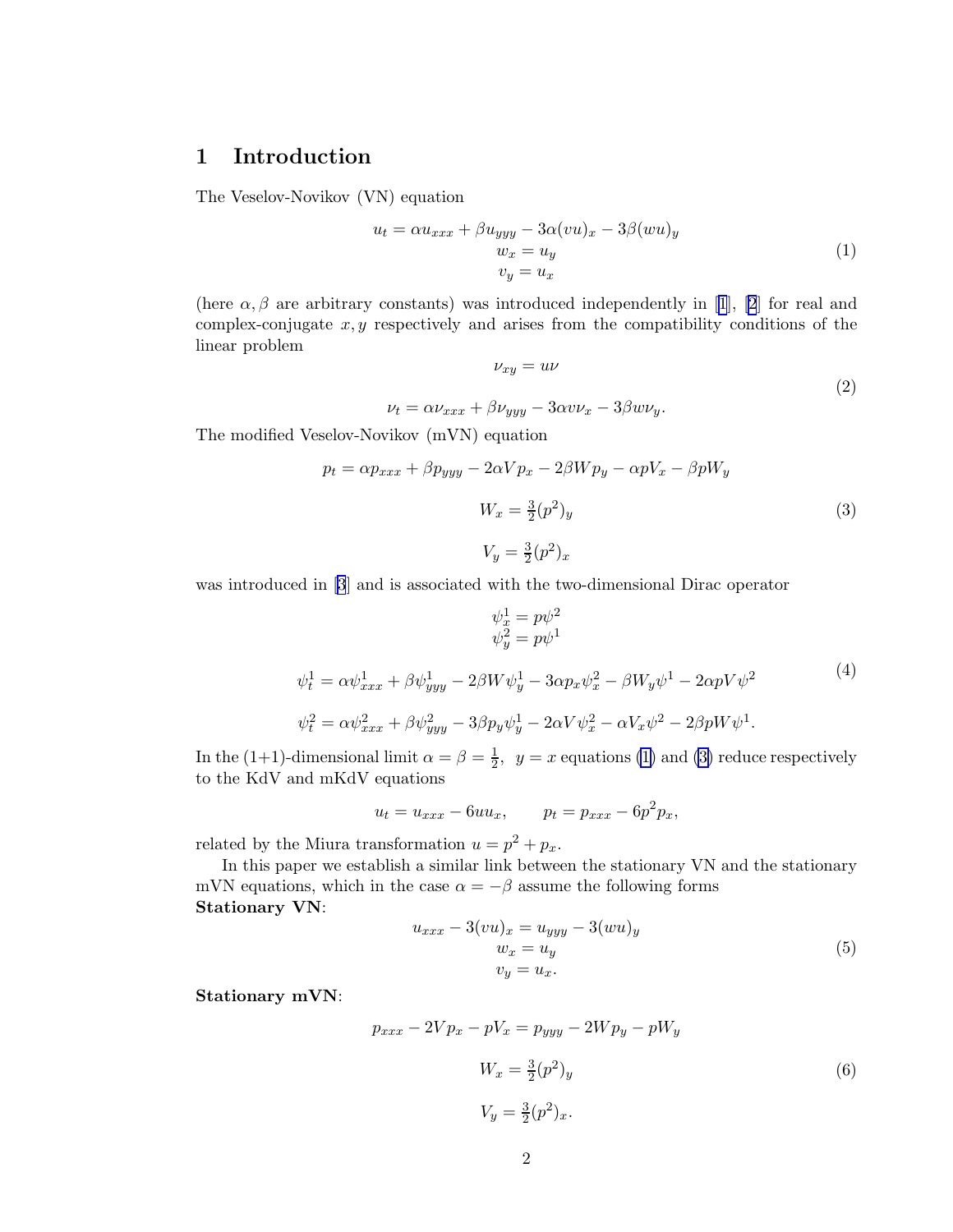## 1 Introduction

The Veselov-Novikov (VN) equation

$$
\begin{gathered}
u_t = \alpha u_{xxx} + \beta u_{yyy} - 3\alpha(vu)_x - 3\beta(wu)_y \\
w_x = u_y \\
v_y = u_x
\end{gathered}
\tag{1}
$$

(here $\alpha, \beta$ are arbitrary constants) was introduced independently in [1], [2] for real and complex-conjugate $x, y$ respectively and arises from the compatibility conditions of the linear problem

$$
\begin{gathered}
\nu_{xy} = u\nu \\
\nu_t = \alpha\nu_{xxx} + \beta\nu_{yyy} - 3\alpha v\nu_x - 3\beta w\nu_y.
\end{gathered}
\tag{2}
$$

The modified Veselov-Novikov (mVN) equation

$$
\begin{gathered}
p_t = \alpha p_{xxx} + \beta p_{yyy} - 2\alpha V p_x - 2\beta W p_y - \alpha p V_x - \beta p W_y \\
W_x = \tfrac{3}{2}(p^2)_y \\
V_y = \tfrac{3}{2}(p^2)_x
\end{gathered}
\tag{3}
$$

was introduced in [3] and is associated with the two-dimensional Dirac operator

$$
\begin{gathered}
\psi^1_x = p\psi^2 \\
\psi^2_y = p\psi^1 \\
\psi^1_t = \alpha\psi^1_{xxx} + \beta\psi^1_{yyy} - 2\beta W\psi^1_y - 3\alpha p_x\psi^2_x - \beta W_y\psi^1 - 2\alpha pV\psi^2 \\
\psi^2_t = \alpha\psi^2_{xxx} + \beta\psi^2_{yyy} - 3\beta p_y\psi^1_y - 2\alpha V\psi^2_x - \alpha V_x\psi^2 - 2\beta pW\psi^1.
\end{gathered}
\tag{4}
$$

In the (1+1)-dimensional limit $\alpha = \beta = \frac{1}{2}$, $y = x$ equations (1) and (3) reduce respectively to the KdV and mKdV equations

$$
u_t = u_{xxx} - 6uu_x, \qquad p_t = p_{xxx} - 6p^2p_x,
$$

related by the Miura transformation $u = p^2 + p_x$.

In this paper we establish a similar link between the stationary VN and the stationary mVN equations, which in the case $\alpha = -\beta$ assume the following forms

**Stationary VN**:

$$
\begin{gathered}
u_{xxx} - 3(vu)_x = u_{yyy} - 3(wu)_y \\
w_x = u_y \\
v_y = u_x.
\end{gathered}
\tag{5}
$$

**Stationary mVN**:

$$
\begin{gathered}
p_{xxx} - 2Vp_x - pV_x = p_{yyy} - 2Wp_y - pW_y \\
W_x = \tfrac{3}{2}(p^2)_y \\
V_y = \tfrac{3}{2}(p^2)_x.
\end{gathered}
\tag{6}
$$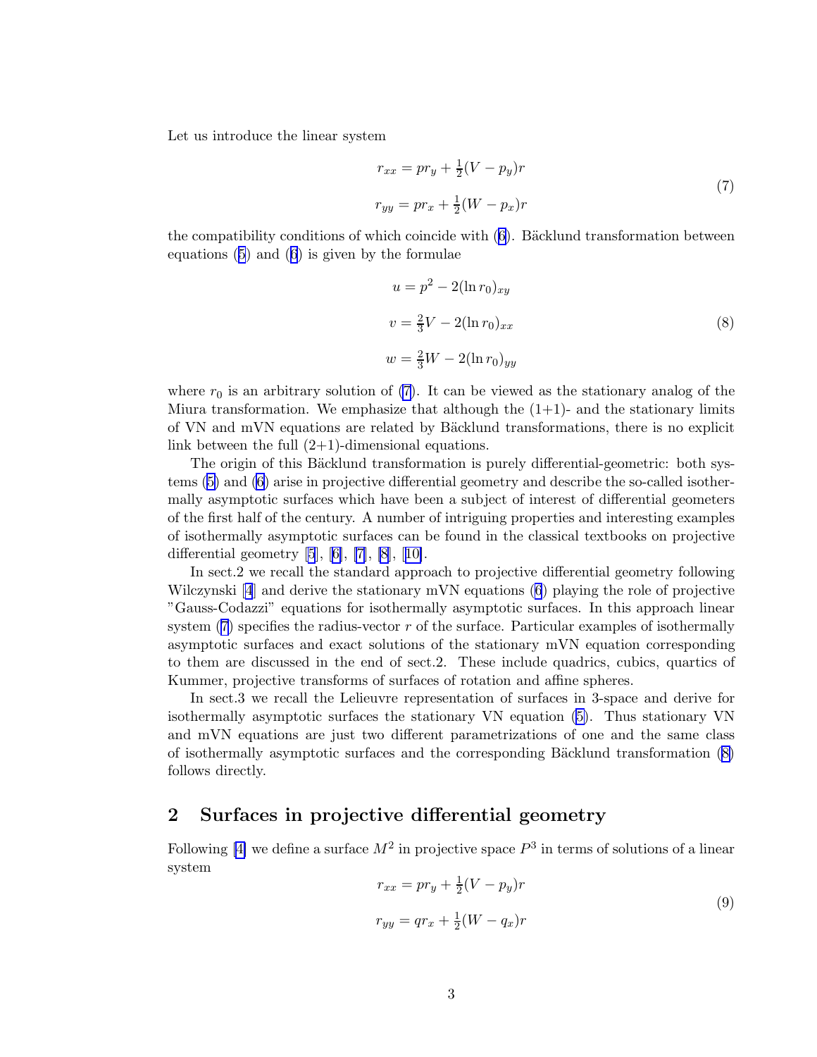Let us introduce the linear system

$$
\begin{aligned}
r_{xx} &= p r_y + \tfrac{1}{2}(V - p_y) r \\
r_{yy} &= p r_x + \tfrac{1}{2}(W - p_x) r
\end{aligned}
\tag{7}
$$

the compatibility conditions of which coincide with (6). Bäcklund transformation between equations (5) and (6) is given by the formulae

$$
\begin{aligned}
u &= p^2 - 2(\ln r_0)_{xy} \\
v &= \tfrac{2}{3}V - 2(\ln r_0)_{xx} \\
w &= \tfrac{2}{3}W - 2(\ln r_0)_{yy}
\end{aligned}
\tag{8}
$$

where $r_0$ is an arbitrary solution of (7). It can be viewed as the stationary analog of the Miura transformation. We emphasize that although the (1+1)- and the stationary limits of VN and mVN equations are related by Bäcklund transformations, there is no explicit link between the full (2+1)-dimensional equations.

The origin of this Bäcklund transformation is purely differential-geometric: both systems (5) and (6) arise in projective differential geometry and describe the so-called isothermally asymptotic surfaces which have been a subject of interest of differential geometers of the first half of the century. A number of intriguing properties and interesting examples of isothermally asymptotic surfaces can be found in the classical textbooks on projective differential geometry [5], [6], [7], [8], [10].

In sect.2 we recall the standard approach to projective differential geometry following Wilczynski [4] and derive the stationary mVN equations (6) playing the role of projective "Gauss-Codazzi" equations for isothermally asymptotic surfaces. In this approach linear system (7) specifies the radius-vector $r$ of the surface. Particular examples of isothermally asymptotic surfaces and exact solutions of the stationary mVN equation corresponding to them are discussed in the end of sect.2. These include quadrics, cubics, quartics of Kummer, projective transforms of surfaces of rotation and affine spheres.

In sect.3 we recall the Lelieuvre representation of surfaces in 3-space and derive for isothermally asymptotic surfaces the stationary VN equation (5). Thus stationary VN and mVN equations are just two different parametrizations of one and the same class of isothermally asymptotic surfaces and the corresponding Bäcklund transformation (8) follows directly.

## 2 Surfaces in projective differential geometry

Following [4] we define a surface $M^2$ in projective space $P^3$ in terms of solutions of a linear system

$$
\begin{aligned}
r_{xx} &= p r_y + \tfrac{1}{2}(V - p_y) r \\
r_{yy} &= q r_x + \tfrac{1}{2}(W - q_x) r
\end{aligned}
\tag{9}
$$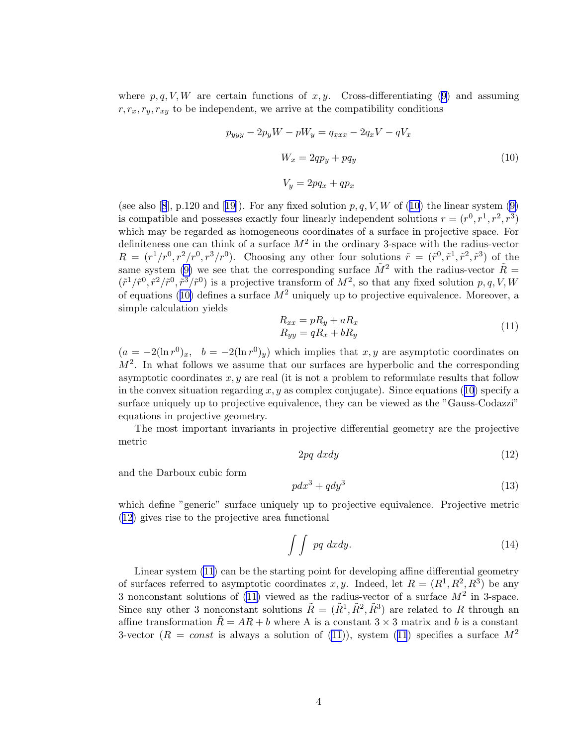where $p, q, V, W$ are certain functions of $x, y$. Cross-differentiating (9) and assuming $r, r_x, r_y, r_{xy}$ to be independent, we arrive at the compatibility conditions

$$
\begin{gathered}
p_{yyy} - 2p_y W - pW_y = q_{xxx} - 2q_x V - qV_x \\
W_x = 2qp_y + pq_y \\
V_y = 2pq_x + qp_x
\end{gathered}
\tag{10}
$$

(see also [8], p.120 and [19]). For any fixed solution $p, q, V, W$ of (10) the linear system (9) is compatible and possesses exactly four linearly independent solutions $r = (r^0, r^1, r^2, r^3)$ which may be regarded as homogeneous coordinates of a surface in projective space. For definiteness one can think of a surface $M^2$ in the ordinary 3-space with the radius-vector $R = (r^1/r^0, r^2/r^0, r^3/r^0)$. Choosing any other four solutions $\tilde{r} = (\tilde{r}^0, \tilde{r}^1, \tilde{r}^2, \tilde{r}^3)$ of the same system (9) we see that the corresponding surface $\tilde{M}^2$ with the radius-vector $\tilde{R} = (\tilde{r}^1/\tilde{r}^0, \tilde{r}^2/\tilde{r}^0, \tilde{r}^3/\tilde{r}^0)$ is a projective transform of $M^2$, so that any fixed solution $p, q, V, W$ of equations (10) defines a surface $M^2$ uniquely up to projective equivalence. Moreover, a simple calculation yields

$$
\begin{aligned}
R_{xx} &= pR_y + aR_x \\
R_{yy} &= qR_x + bR_y
\end{aligned}
\tag{11}
$$

($a = -2(\ln r^0)_x$, $\;b = -2(\ln r^0)_y$) which implies that $x, y$ are asymptotic coordinates on $M^2$. In what follows we assume that our surfaces are hyperbolic and the corresponding asymptotic coordinates $x, y$ are real (it is not a problem to reformulate results that follow in the convex situation regarding $x, y$ as complex conjugate). Since equations (10) specify a surface uniquely up to projective equivalence, they can be viewed as the "Gauss-Codazzi" equations in projective geometry.

The most important invariants in projective differential geometry are the projective metric

$$
2pq \; dxdy \tag{12}
$$

and the Darboux cubic form

$$
pdx^3 + qdy^3 \tag{13}
$$

which define "generic" surface uniquely up to projective equivalence. Projective metric (12) gives rise to the projective area functional

$$
\int\int \; pq \; dxdy. \tag{14}
$$

Linear system (11) can be the starting point for developing affine differential geometry of surfaces referred to asymptotic coordinates $x, y$. Indeed, let $R = (R^1, R^2, R^3)$ be any 3 nonconstant solutions of (11) viewed as the radius-vector of a surface $M^2$ in 3-space. Since any other 3 nonconstant solutions $\tilde{R} = (\tilde{R}^1, \tilde{R}^2, \tilde{R}^3)$ are related to $R$ through an affine transformation $\tilde{R} = AR + b$ where A is a constant $3 \times 3$ matrix and $b$ is a constant 3-vector ($R = const$ is always a solution of (11)), system (11) specifies a surface $M^2$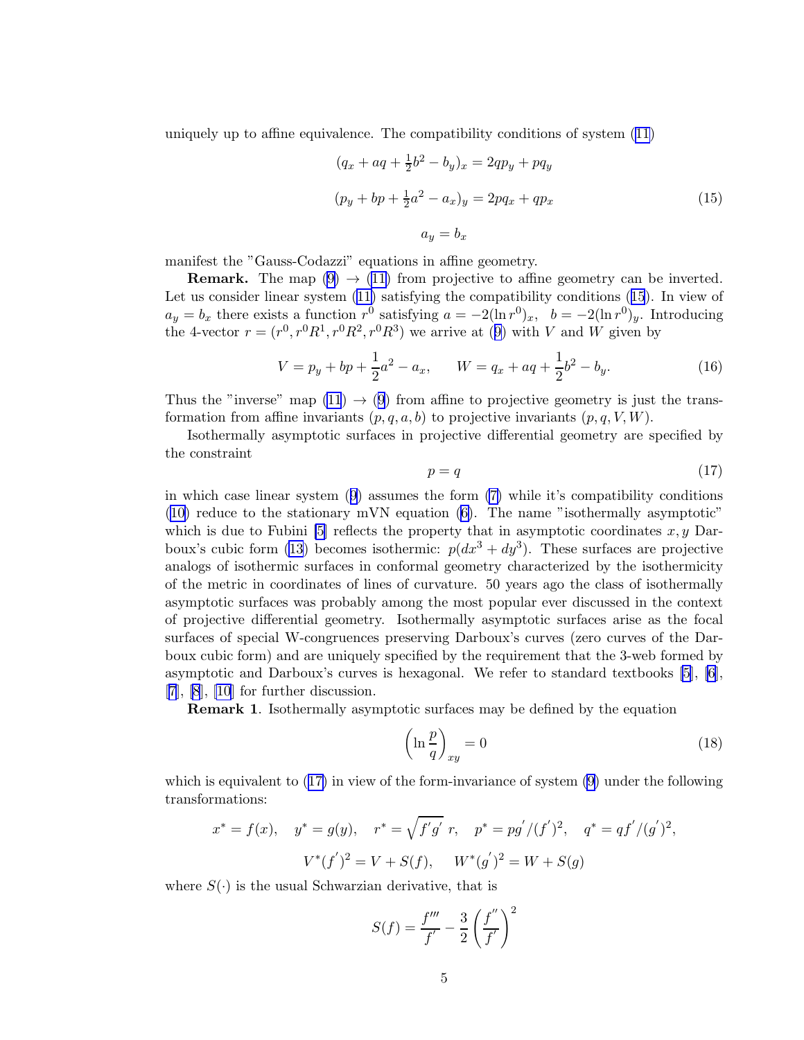uniquely up to affine equivalence. The compatibility conditions of system (11)

$$
\begin{aligned}
&(q_x + aq + \tfrac{1}{2}b^2 - b_y)_x = 2qp_y + pq_y \\
&(p_y + bp + \tfrac{1}{2}a^2 - a_x)_y = 2pq_x + qp_x \\
&a_y = b_x
\end{aligned}
\tag{15}
$$

manifest the "Gauss-Codazzi" equations in affine geometry.

**Remark.** The map (9) → (11) from projective to affine geometry can be inverted. Let us consider linear system (11) satisfying the compatibility conditions (15). In view of $a_y = b_x$ there exists a function $r^0$ satisfying $a = -2(\ln r^0)_x, \quad b = -2(\ln r^0)_y$. Introducing the 4-vector $r = (r^0, r^0R^1, r^0R^2, r^0R^3)$ we arrive at (9) with $V$ and $W$ given by

$$
V = p_y + bp + \frac{1}{2}a^2 - a_x, \qquad W = q_x + aq + \frac{1}{2}b^2 - b_y. \tag{16}
$$

Thus the "inverse" map (11) → (9) from affine to projective geometry is just the transformation from affine invariants $(p, q, a, b)$ to projective invariants $(p, q, V, W)$.

Isothermally asymptotic surfaces in projective differential geometry are specified by the constraint

$$
p = q \tag{17}
$$

in which case linear system (9) assumes the form (7) while it's compatibility conditions (10) reduce to the stationary mVN equation (6). The name "isothermally asymptotic" which is due to Fubini [5] reflects the property that in asymptotic coordinates $x, y$ Darboux's cubic form (13) becomes isothermic: $p(dx^3 + dy^3)$. These surfaces are projective analogs of isothermic surfaces in conformal geometry characterized by the isothermicity of the metric in coordinates of lines of curvature. 50 years ago the class of isothermally asymptotic surfaces was probably among the most popular ever discussed in the context of projective differential geometry. Isothermally asymptotic surfaces arise as the focal surfaces of special W-congruences preserving Darboux's curves (zero curves of the Darboux cubic form) and are uniquely specified by the requirement that the 3-web formed by asymptotic and Darboux's curves is hexagonal. We refer to standard textbooks [5], [6], [7], [8], [10] for further discussion.

**Remark 1**. Isothermally asymptotic surfaces may be defined by the equation

$$
\left(\ln \frac{p}{q}\right)_{xy} = 0 \tag{18}
$$

which is equivalent to (17) in view of the form-invariance of system (9) under the following transformations:

$$
x^* = f(x), \quad y^* = g(y), \quad r^* = \sqrt{f'g'}\; r, \quad p^* = pg'/(f')^2, \quad q^* = qf'/(g')^2,
$$

$$
V^*(f')^2 = V + S(f), \qquad W^*(g')^2 = W + S(g)
$$

where $S(\cdot)$ is the usual Schwarzian derivative, that is

$$
S(f) = \frac{f'''}{f'} - \frac{3}{2}\left(\frac{f''}{f'}\right)^2
$$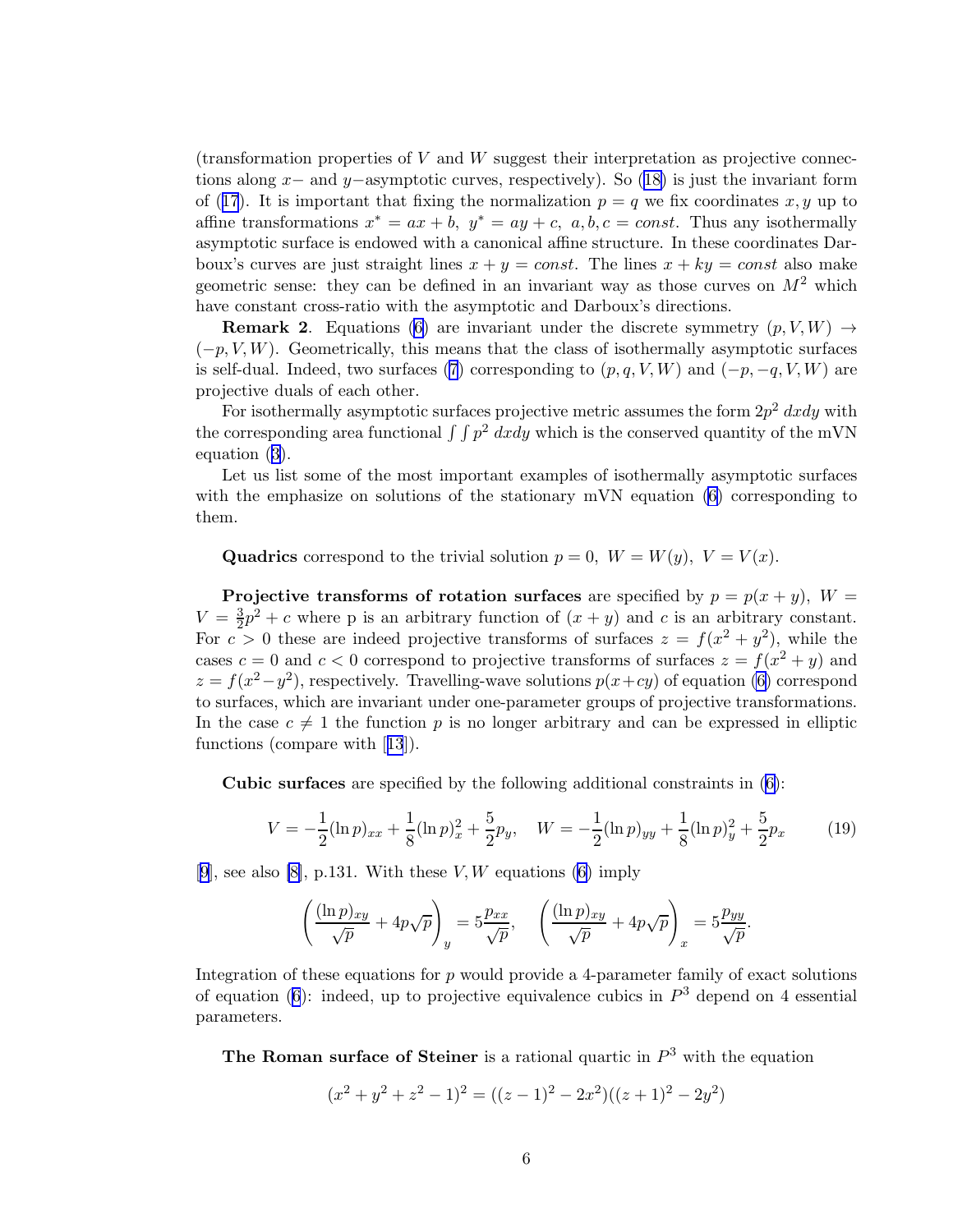(transformation properties of $V$ and $W$ suggest their interpretation as projective connections along $x-$ and $y-$asymptotic curves, respectively). So (18) is just the invariant form of (17). It is important that fixing the normalization $p = q$ we fix coordinates $x, y$ up to affine transformations $x^* = ax + b, \ y^* = ay + c, \ a, b, c = const$. Thus any isothermally asymptotic surface is endowed with a canonical affine structure. In these coordinates Darboux's curves are just straight lines $x + y = const$. The lines $x + ky = const$ also make geometric sense: they can be defined in an invariant way as those curves on $M^2$ which have constant cross-ratio with the asymptotic and Darboux's directions.

**Remark 2**. Equations (6) are invariant under the discrete symmetry $(p, V, W) \to (-p, V, W)$. Geometrically, this means that the class of isothermally asymptotic surfaces is self-dual. Indeed, two surfaces (7) corresponding to $(p, q, V, W)$ and $(-p, -q, V, W)$ are projective duals of each other.

For isothermally asymptotic surfaces projective metric assumes the form $2p^2 \, dxdy$ with the corresponding area functional $\int\int p^2 \, dxdy$ which is the conserved quantity of the mVN equation (3).

Let us list some of the most important examples of isothermally asymptotic surfaces with the emphasize on solutions of the stationary mVN equation (6) corresponding to them.

**Quadrics** correspond to the trivial solution $p = 0, \ W = W(y), \ V = V(x)$.

**Projective transforms of rotation surfaces** are specified by $p = p(x + y), \ W = V = \frac{3}{2}p^2 + c$ where p is an arbitrary function of $(x + y)$ and $c$ is an arbitrary constant. For $c > 0$ these are indeed projective transforms of surfaces $z = f(x^2 + y^2)$, while the cases $c = 0$ and $c < 0$ correspond to projective transforms of surfaces $z = f(x^2 + y)$ and $z = f(x^2 - y^2)$, respectively. Travelling-wave solutions $p(x + cy)$ of equation (6) correspond to surfaces, which are invariant under one-parameter groups of projective transformations. In the case $c \neq 1$ the function $p$ is no longer arbitrary and can be expressed in elliptic functions (compare with [13]).

**Cubic surfaces** are specified by the following additional constraints in (6):

$$V = -\frac{1}{2}(\ln p)_{xx} + \frac{1}{8}(\ln p)_x^2 + \frac{5}{2}p_y, \quad W = -\frac{1}{2}(\ln p)_{yy} + \frac{1}{8}(\ln p)_y^2 + \frac{5}{2}p_x \tag{19}$$

[9], see also [8], p.131. With these $V, W$ equations (6) imply

$$\left( \frac{(\ln p)_{xy}}{\sqrt{p}} + 4p\sqrt{p} \right)_y = 5\frac{p_{xx}}{\sqrt{p}}, \quad \left( \frac{(\ln p)_{xy}}{\sqrt{p}} + 4p\sqrt{p} \right)_x = 5\frac{p_{yy}}{\sqrt{p}}.$$

Integration of these equations for $p$ would provide a 4-parameter family of exact solutions of equation (6): indeed, up to projective equivalence cubics in $P^3$ depend on 4 essential parameters.

**The Roman surface of Steiner** is a rational quartic in $P^3$ with the equation

$$(x^2 + y^2 + z^2 - 1)^2 = ((z - 1)^2 - 2x^2)((z + 1)^2 - 2y^2)$$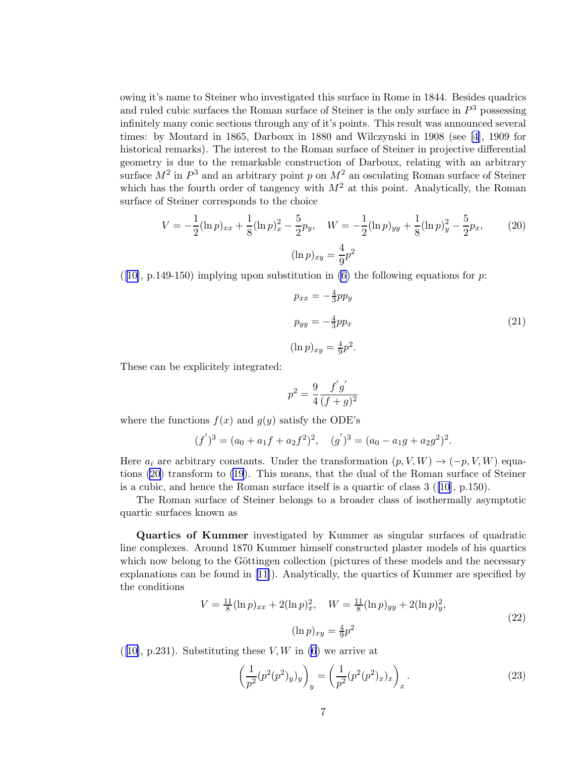owing it's name to Steiner who investigated this surface in Rome in 1844. Besides quadrics and ruled cubic surfaces the Roman surface of Steiner is the only surface in $P^3$ possessing infinitely many conic sections through any of it's points. This result was announced several times: by Moutard in 1865, Darboux in 1880 and Wilczynski in 1908 (see [4], 1909 for historical remarks). The interest to the Roman surface of Steiner in projective differential geometry is due to the remarkable construction of Darboux, relating with an arbitrary surface $M^2$ in $P^3$ and an arbitrary point $p$ on $M^2$ an osculating Roman surface of Steiner which has the fourth order of tangency with $M^2$ at this point. Analytically, the Roman surface of Steiner corresponds to the choice

$$V = -\frac{1}{2}(\ln p)_{xx} + \frac{1}{8}(\ln p)_x^2 - \frac{5}{2}p_y, \quad W = -\frac{1}{2}(\ln p)_{yy} + \frac{1}{8}(\ln p)_y^2 - \frac{5}{2}p_x, \qquad (20)$$

$$(\ln p)_{xy} = \frac{4}{9}p^2$$

([10], p.149-150) implying upon substitution in (6) the following equations for $p$:

$$\begin{aligned} p_{xx} &= -\tfrac{4}{3}pp_y \\ p_{yy} &= -\tfrac{4}{3}pp_x \\ (\ln p)_{xy} &= \tfrac{4}{9}p^2. \end{aligned} \qquad (21)$$

These can be explicitely integrated:

$$p^2 = \frac{9}{4}\frac{f^{'}g^{'}}{(f+g)^2}$$

where the functions $f(x)$ and $g(y)$ satisfy the ODE's

$$(f^{'})^3 = (a_0 + a_1 f + a_2 f^2)^2, \quad (g^{'})^3 = (a_0 - a_1 g + a_2 g^2)^2.$$

Here $a_i$ are arbitrary constants. Under the transformation $(p, V, W) \to (-p, V, W)$ equations (20) transform to (19). This means, that the dual of the Roman surface of Steiner is a cubic, and hence the Roman surface itself is a quartic of class 3 ([10], p.150).

The Roman surface of Steiner belongs to a broader class of isothermally asymptotic quartic surfaces known as

**Quartics of Kummer** investigated by Kummer as singular surfaces of quadratic line complexes. Around 1870 Kummer himself constructed plaster models of his quartics which now belong to the Göttingen collection (pictures of these models and the necessary explanations can be found in [11]). Analytically, the quartics of Kummer are specified by the conditions

$$\begin{aligned} V = \tfrac{11}{8}(\ln p)_{xx} + 2(\ln p)_x^2, \quad W = \tfrac{11}{8}(\ln p)_{yy} + 2(\ln p)_y^2, \\ (\ln p)_{xy} = \tfrac{4}{9}p^2 \end{aligned} \qquad (22)$$

([10], p.231). Substituting these $V, W$ in (6) we arrive at

$$\left(\frac{1}{p^2}(p^2(p^2)_y)_y\right)_y = \left(\frac{1}{p^2}(p^2(p^2)_x)_x\right)_x. \qquad (23)$$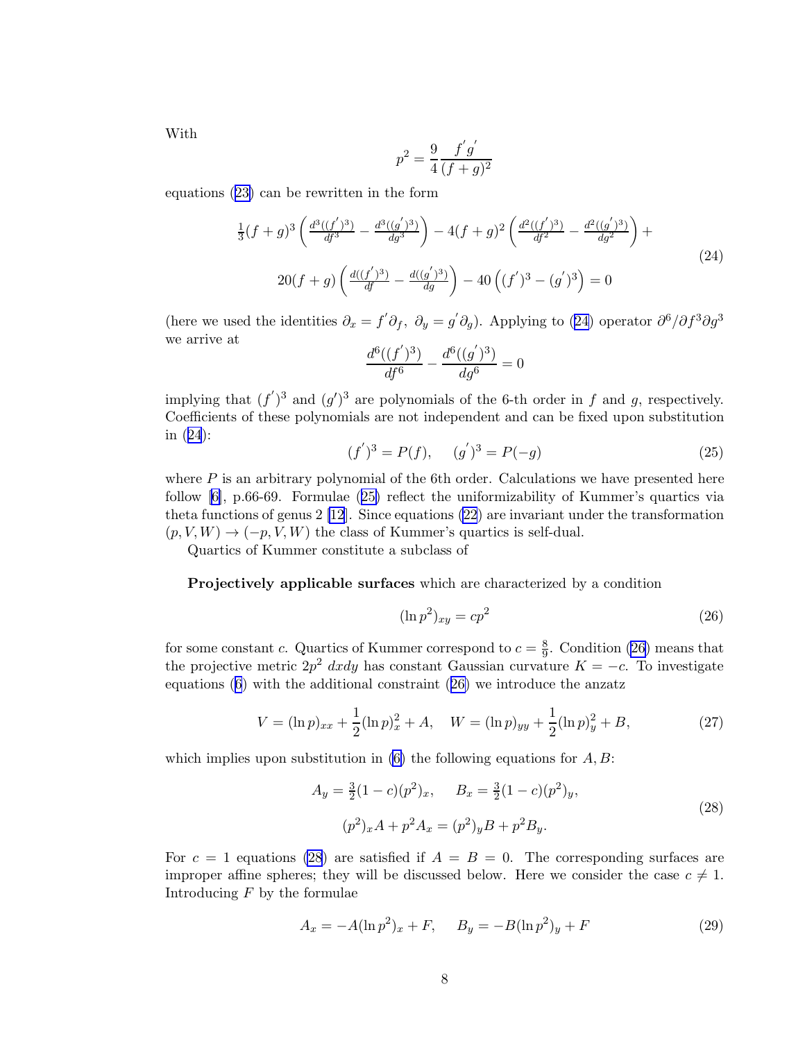With

$$p^2 = \frac{9}{4}\frac{f^{'}g^{'}}{(f+g)^2}$$

equations (23) can be rewritten in the form

$$\begin{gathered}
\frac{1}{3}(f+g)^3\left(\frac{d^3((f^{'})^3)}{df^3} - \frac{d^3((g^{'})^3)}{dg^3}\right) - 4(f+g)^2\left(\frac{d^2((f^{'})^3)}{df^2} - \frac{d^2((g^{'})^3)}{dg^2}\right) + \\
20(f+g)\left(\frac{d((f^{'})^3)}{df} - \frac{d((g^{'})^3)}{dg}\right) - 40\left((f^{'})^3 - (g^{'})^3\right) = 0
\end{gathered} \tag{24}$$

(here we used the identities $\partial_x = f^{'}\partial_f,\ \partial_y = g^{'}\partial_g$). Applying to (24) operator $\partial^6/\partial f^3\partial g^3$ we arrive at

$$\frac{d^6((f^{'})^3)}{df^6} - \frac{d^6((g^{'})^3)}{dg^6} = 0$$

implying that $(f^{'})^3$ and $(g^{'})^3$ are polynomials of the 6-th order in $f$ and $g$, respectively. Coefficients of these polynomials are not independent and can be fixed upon substitution in (24):

$$(f^{'})^3 = P(f), \qquad (g^{'})^3 = P(-g) \tag{25}$$

where $P$ is an arbitrary polynomial of the 6th order. Calculations we have presented here follow [6], p.66-69. Formulae (25) reflect the uniformizability of Kummer's quartics via theta functions of genus 2 [12]. Since equations (22) are invariant under the transformation $(p, V, W) \to (-p, V, W)$ the class of Kummer's quartics is self-dual.

Quartics of Kummer constitute a subclass of

**Projectively applicable surfaces** which are characterized by a condition

$$(\ln p^2)_{xy} = cp^2 \tag{26}$$

for some constant $c$. Quartics of Kummer correspond to $c = \frac{8}{9}$. Condition (26) means that the projective metric $2p^2\ dxdy$ has constant Gaussian curvature $K = -c$. To investigate equations (6) with the additional constraint (26) we introduce the anzatz

$$V = (\ln p)_{xx} + \frac{1}{2}(\ln p)_x^2 + A, \quad W = (\ln p)_{yy} + \frac{1}{2}(\ln p)_y^2 + B, \tag{27}$$

which implies upon substitution in (6) the following equations for $A, B$:

$$\begin{gathered}
A_y = \frac{3}{2}(1-c)(p^2)_x, \qquad B_x = \frac{3}{2}(1-c)(p^2)_y, \\
(p^2)_x A + p^2 A_x = (p^2)_y B + p^2 B_y.
\end{gathered} \tag{28}$$

For $c = 1$ equations (28) are satisfied if $A = B = 0$. The corresponding surfaces are improper affine spheres; they will be discussed below. Here we consider the case $c \neq 1$. Introducing $F$ by the formulae

$$A_x = -A(\ln p^2)_x + F, \qquad B_y = -B(\ln p^2)_y + F \tag{29}$$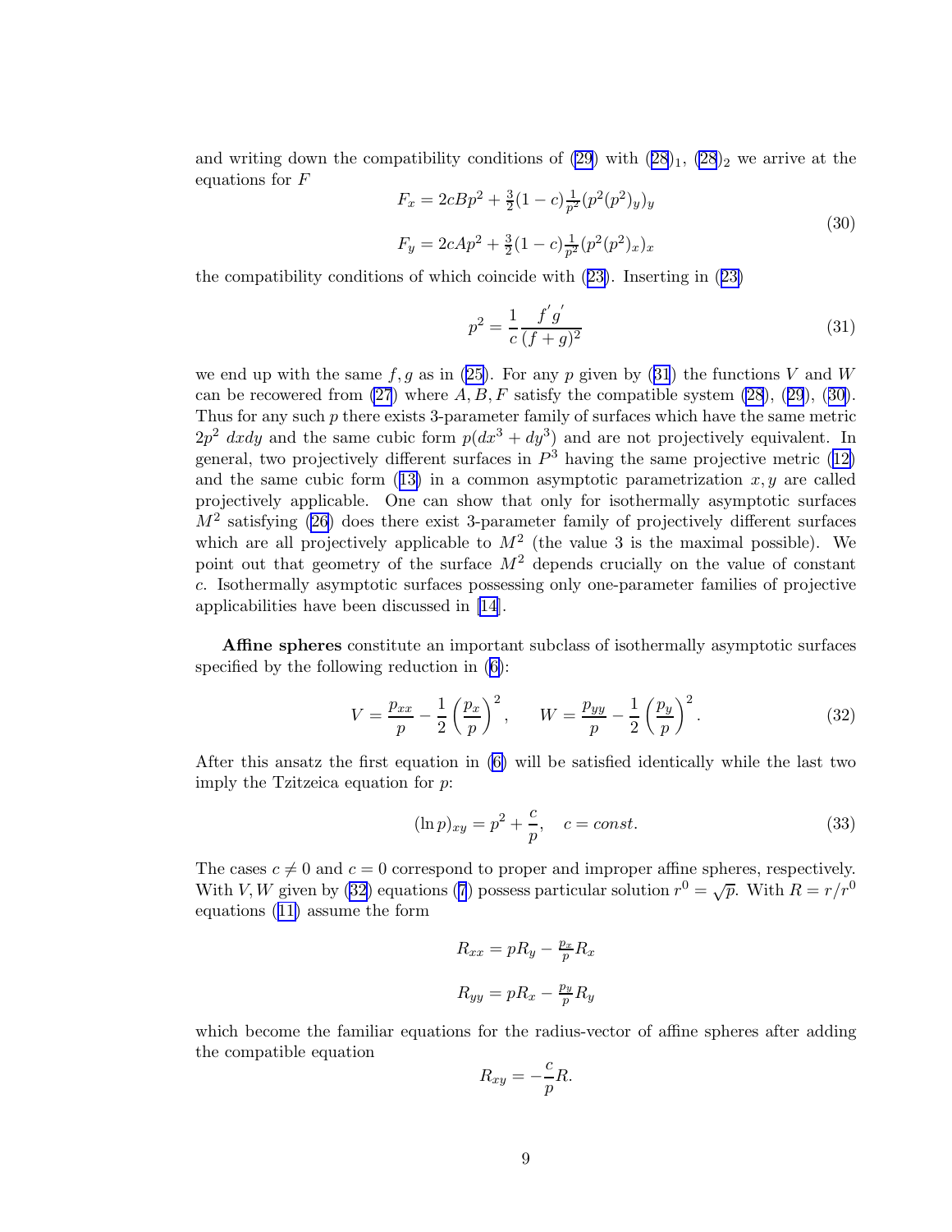and writing down the compatibility conditions of (29) with $(28)_1$, $(28)_2$ we arrive at the equations for $F$

$$
\begin{aligned}
F_x &= 2cBp^2 + \tfrac{3}{2}(1-c)\tfrac{1}{p^2}(p^2(p^2)_y)_y \\
F_y &= 2cAp^2 + \tfrac{3}{2}(1-c)\tfrac{1}{p^2}(p^2(p^2)_x)_x
\end{aligned}
\tag{30}
$$

the compatibility conditions of which coincide with (23). Inserting in (23)

$$
p^2 = \frac{1}{c}\frac{f^{'}g^{'}}{(f+g)^2} \tag{31}
$$

we end up with the same $f, g$ as in (25). For any $p$ given by (31) the functions $V$ and $W$ can be recowered from (27) where $A, B, F$ satisfy the compatible system (28), (29), (30). Thus for any such $p$ there exists 3-parameter family of surfaces which have the same metric $2p^2\ dxdy$ and the same cubic form $p(dx^3+dy^3)$ and are not projectively equivalent. In general, two projectively different surfaces in $P^3$ having the same projective metric (12) and the same cubic form (13) in a common asymptotic parametrization $x, y$ are called projectively applicable. One can show that only for isothermally asymptotic surfaces $M^2$ satisfying (26) does there exist 3-parameter family of projectively different surfaces which are all projectively applicable to $M^2$ (the value 3 is the maximal possible). We point out that geometry of the surface $M^2$ depends crucially on the value of constant $c$. Isothermally asymptotic surfaces possessing only one-parameter families of projective applicabilities have been discussed in [14].

**Affine spheres** constitute an important subclass of isothermally asymptotic surfaces specified by the following reduction in (6):

$$
V = \frac{p_{xx}}{p} - \frac{1}{2}\left(\frac{p_x}{p}\right)^2, \qquad W = \frac{p_{yy}}{p} - \frac{1}{2}\left(\frac{p_y}{p}\right)^2. \tag{32}
$$

After this ansatz the first equation in (6) will be satisfied identically while the last two imply the Tzitzeica equation for $p$:

$$
(\ln p)_{xy} = p^2 + \frac{c}{p}, \quad c = const. \tag{33}
$$

The cases $c \neq 0$ and $c = 0$ correspond to proper and improper affine spheres, respectively. With $V, W$ given by (32) equations (7) possess particular solution $r^0 = \sqrt{p}$. With $R = r/r^0$ equations (11) assume the form

$$
\begin{aligned}
R_{xx} &= pR_y - \tfrac{p_x}{p}R_x \\
R_{yy} &= pR_x - \tfrac{p_y}{p}R_y
\end{aligned}
$$

which become the familiar equations for the radius-vector of affine spheres after adding the compatible equation

$$
R_{xy} = -\frac{c}{p}R.
$$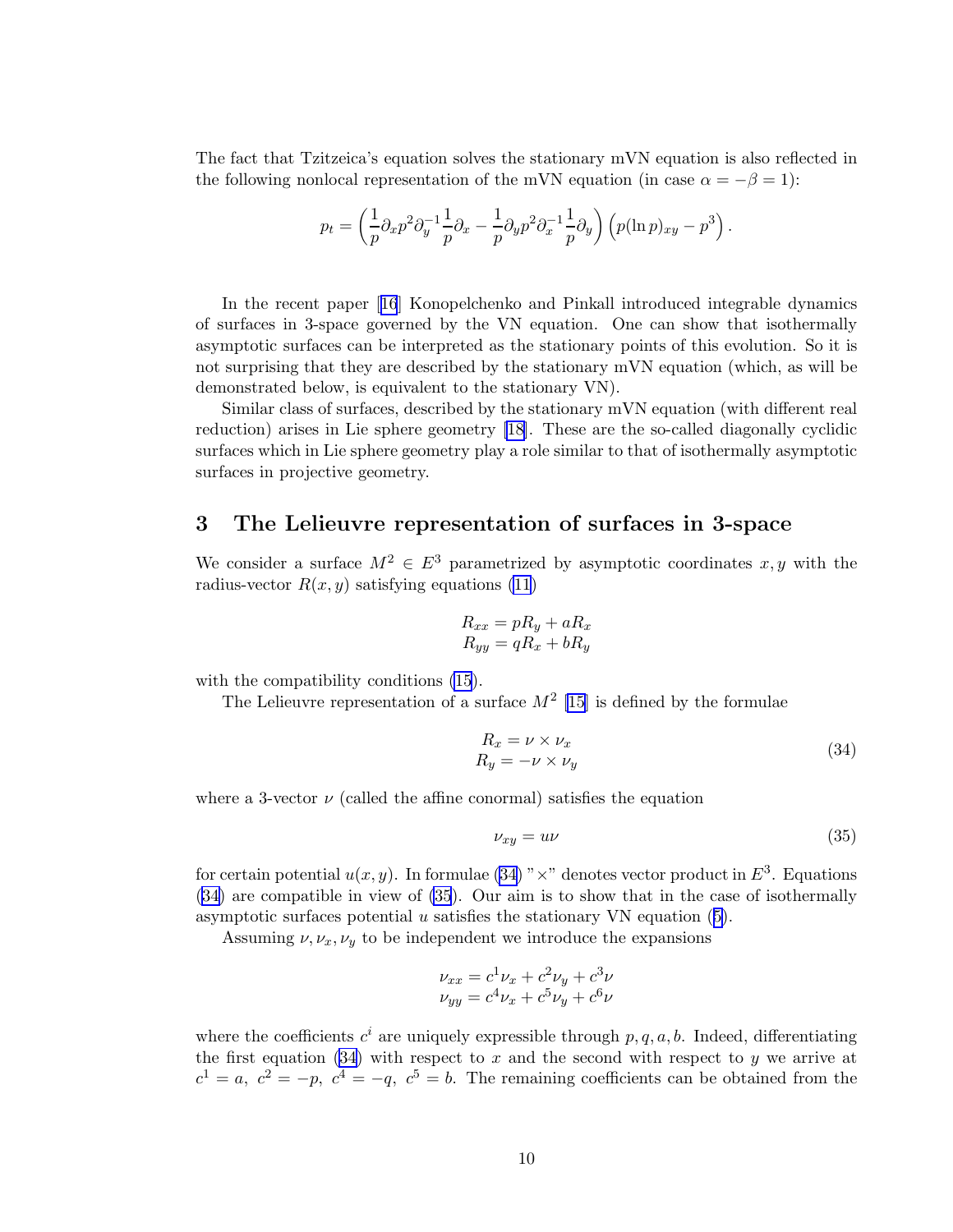The fact that Tzitzeica's equation solves the stationary mVN equation is also reflected in the following nonlocal representation of the mVN equation (in case $\alpha = -\beta = 1$):

$$p_t = \left(\frac{1}{p}\partial_x p^2 \partial_y^{-1} \frac{1}{p}\partial_x - \frac{1}{p}\partial_y p^2 \partial_x^{-1} \frac{1}{p}\partial_y\right)\left(p(\ln p)_{xy} - p^3\right).$$

In the recent paper [16] Konopelchenko and Pinkall introduced integrable dynamics of surfaces in 3-space governed by the VN equation. One can show that isothermally asymptotic surfaces can be interpreted as the stationary points of this evolution. So it is not surprising that they are described by the stationary mVN equation (which, as will be demonstrated below, is equivalent to the stationary VN).

Similar class of surfaces, described by the stationary mVN equation (with different real reduction) arises in Lie sphere geometry [18]. These are the so-called diagonally cyclidic surfaces which in Lie sphere geometry play a role similar to that of isothermally asymptotic surfaces in projective geometry.

## 3 The Lelieuvre representation of surfaces in 3-space

We consider a surface $M^2 \in E^3$ parametrized by asymptotic coordinates $x, y$ with the radius-vector $R(x, y)$ satisfying equations (11)

$$\begin{aligned} R_{xx} &= pR_y + aR_x \\ R_{yy} &= qR_x + bR_y \end{aligned}$$

with the compatibility conditions (15).

The Lelieuvre representation of a surface $M^2$ [15] is defined by the formulae

$$\begin{aligned} R_x &= \nu \times \nu_x \\ R_y &= -\nu \times \nu_y \end{aligned} \tag{34}$$

where a 3-vector $\nu$ (called the affine conormal) satisfies the equation

$$\nu_{xy} = u\nu \tag{35}$$

for certain potential $u(x, y)$. In formulae (34) "$\times$" denotes vector product in $E^3$. Equations (34) are compatible in view of (35). Our aim is to show that in the case of isothermally asymptotic surfaces potential $u$ satisfies the stationary VN equation (5).

Assuming $\nu, \nu_x, \nu_y$ to be independent we introduce the expansions

$$\begin{aligned} \nu_{xx} &= c^1\nu_x + c^2\nu_y + c^3\nu \\ \nu_{yy} &= c^4\nu_x + c^5\nu_y + c^6\nu \end{aligned}$$

where the coefficients $c^i$ are uniquely expressible through $p, q, a, b$. Indeed, differentiating the first equation (34) with respect to $x$ and the second with respect to $y$ we arrive at $c^1 = a,\ c^2 = -p,\ c^4 = -q,\ c^5 = b$. The remaining coefficients can be obtained from the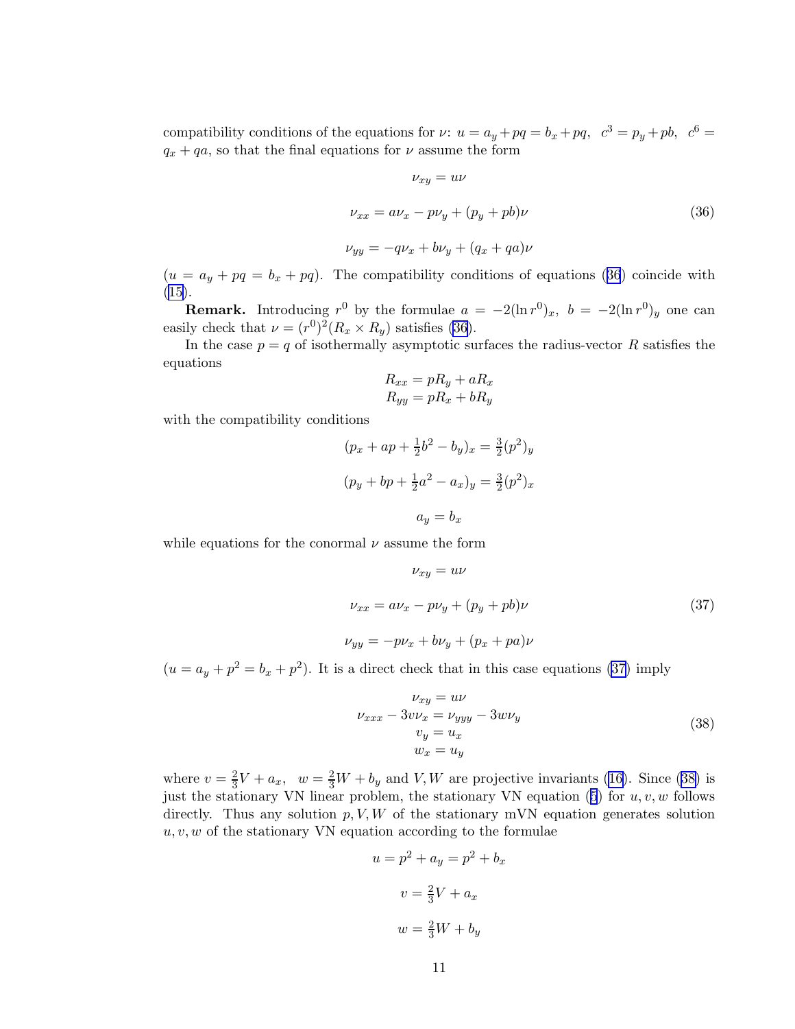compatibility conditions of the equations for $\nu$: $u = a_y + pq = b_x + pq$, $c^3 = p_y + pb$, $c^6 = q_x + qa$, so that the final equations for $\nu$ assume the form

$$
\begin{aligned}
\nu_{xy} &= u\nu \\
\nu_{xx} &= a\nu_x - p\nu_y + (p_y + pb)\nu \\
\nu_{yy} &= -q\nu_x + b\nu_y + (q_x + qa)\nu
\end{aligned}
\tag{36}
$$

($u = a_y + pq = b_x + pq$). The compatibility conditions of equations (36) coincide with (15).

**Remark.** Introducing $r^0$ by the formulae $a = -2(\ln r^0)_x$, $b = -2(\ln r^0)_y$ one can easily check that $\nu = (r^0)^2(R_x \times R_y)$ satisfies (36).

In the case $p = q$ of isothermally asymptotic surfaces the radius-vector $R$ satisfies the equations

$$
\begin{aligned}
R_{xx} &= pR_y + aR_x \\
R_{yy} &= pR_x + bR_y
\end{aligned}
$$

with the compatibility conditions

$$
\begin{aligned}
(p_x + ap + \tfrac{1}{2}b^2 - b_y)_x &= \tfrac{3}{2}(p^2)_y \\
(p_y + bp + \tfrac{1}{2}a^2 - a_x)_y &= \tfrac{3}{2}(p^2)_x \\
a_y &= b_x
\end{aligned}
$$

while equations for the conormal $\nu$ assume the form

$$
\begin{aligned}
\nu_{xy} &= u\nu \\
\nu_{xx} &= a\nu_x - p\nu_y + (p_y + pb)\nu \\
\nu_{yy} &= -p\nu_x + b\nu_y + (p_x + pa)\nu
\end{aligned}
\tag{37}
$$

($u = a_y + p^2 = b_x + p^2$). It is a direct check that in this case equations (37) imply

$$
\begin{aligned}
\nu_{xy} &= u\nu \\
\nu_{xxx} - 3v\nu_x &= \nu_{yyy} - 3w\nu_y \\
v_y &= u_x \\
w_x &= u_y
\end{aligned}
\tag{38}
$$

where $v = \frac{2}{3}V + a_x$, $w = \frac{2}{3}W + b_y$ and $V, W$ are projective invariants (16). Since (38) is just the stationary VN linear problem, the stationary VN equation (5) for $u, v, w$ follows directly. Thus any solution $p, V, W$ of the stationary mVN equation generates solution $u, v, w$ of the stationary VN equation according to the formulae

$$
\begin{aligned}
u &= p^2 + a_y = p^2 + b_x \\
v &= \tfrac{2}{3}V + a_x \\
w &= \tfrac{2}{3}W + b_y
\end{aligned}
$$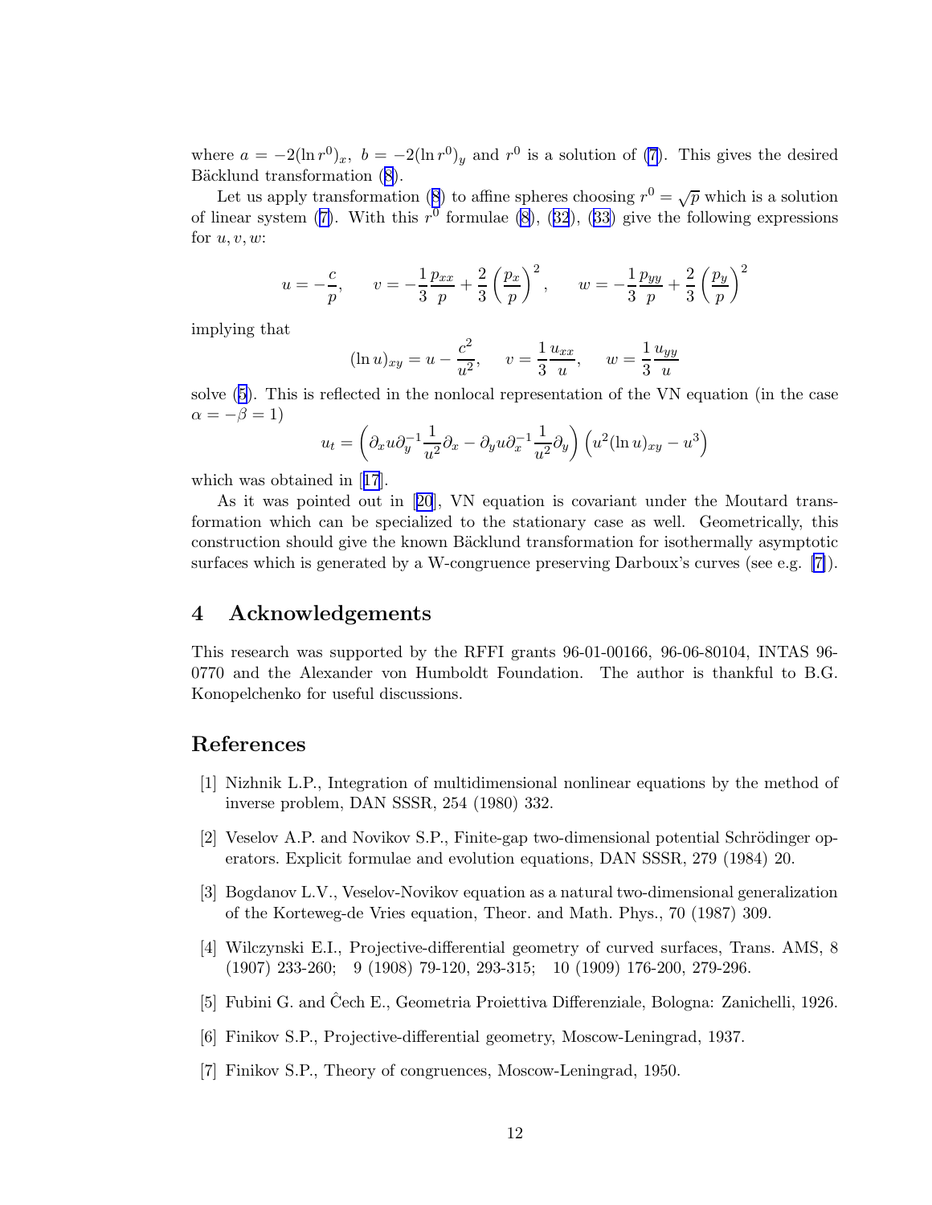where $a = -2(\ln r^0)_x,\ b = -2(\ln r^0)_y$ and $r^0$ is a solution of (7). This gives the desired Bäcklund transformation (8).

Let us apply transformation (8) to affine spheres choosing $r^0 = \sqrt{p}$ which is a solution of linear system (7). With this $r^0$ formulae (8), (32), (33) give the following expressions for $u, v, w$:

$$u = -\frac{c}{p}, \qquad v = -\frac{1}{3}\frac{p_{xx}}{p} + \frac{2}{3}\left(\frac{p_x}{p}\right)^2, \qquad w = -\frac{1}{3}\frac{p_{yy}}{p} + \frac{2}{3}\left(\frac{p_y}{p}\right)^2$$

implying that

$$(\ln u)_{xy} = u - \frac{c^2}{u^2}, \quad v = \frac{1}{3}\frac{u_{xx}}{u}, \quad w = \frac{1}{3}\frac{u_{yy}}{u}$$

solve (5). This is reflected in the nonlocal representation of the VN equation (in the case $\alpha = -\beta = 1$)

$$u_t = \left(\partial_x u \partial_y^{-1} \frac{1}{u^2}\partial_x - \partial_y u \partial_x^{-1} \frac{1}{u^2}\partial_y\right)\left(u^2(\ln u)_{xy} - u^3\right)$$

which was obtained in [17].

As it was pointed out in [20], VN equation is covariant under the Moutard transformation which can be specialized to the stationary case as well. Geometrically, this construction should give the known Bäcklund transformation for isothermally asymptotic surfaces which is generated by a W-congruence preserving Darboux's curves (see e.g. [7]).

## 4 Acknowledgements

This research was supported by the RFFI grants 96-01-00166, 96-06-80104, INTAS 96-0770 and the Alexander von Humboldt Foundation. The author is thankful to B.G. Konopelchenko for useful discussions.

## References

[1] Nizhnik L.P., Integration of multidimensional nonlinear equations by the method of inverse problem, DAN SSSR, 254 (1980) 332.

[2] Veselov A.P. and Novikov S.P., Finite-gap two-dimensional potential Schrödinger operators. Explicit formulae and evolution equations, DAN SSSR, 279 (1984) 20.

[3] Bogdanov L.V., Veselov-Novikov equation as a natural two-dimensional generalization of the Korteweg-de Vries equation, Theor. and Math. Phys., 70 (1987) 309.

[4] Wilczynski E.I., Projective-differential geometry of curved surfaces, Trans. AMS, 8 (1907) 233-260; 9 (1908) 79-120, 293-315; 10 (1909) 176-200, 279-296.

[5] Fubini G. and Ĉech E., Geometria Proiettiva Differenziale, Bologna: Zanichelli, 1926.

[6] Finikov S.P., Projective-differential geometry, Moscow-Leningrad, 1937.

[7] Finikov S.P., Theory of congruences, Moscow-Leningrad, 1950.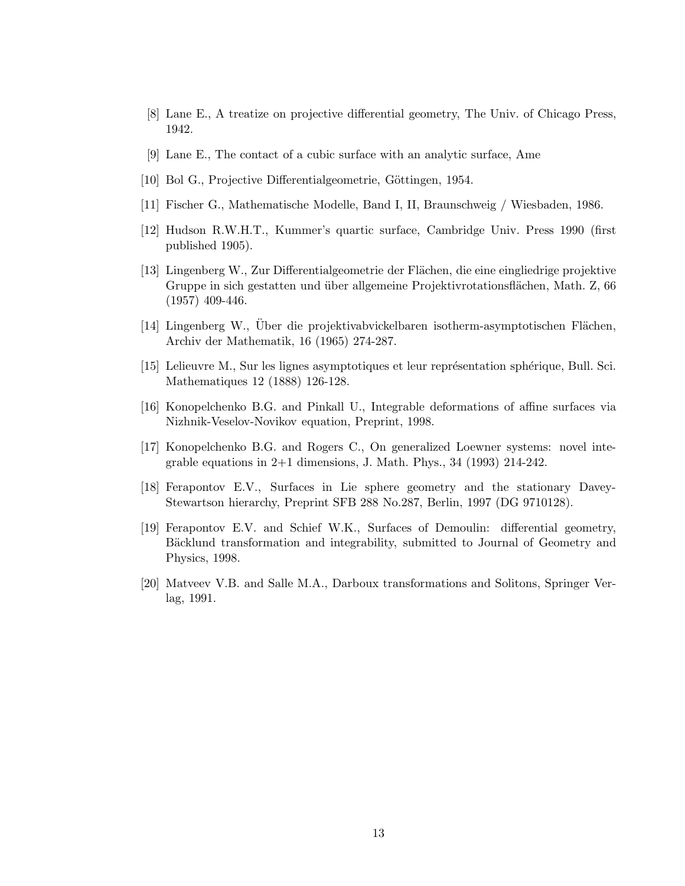[8] Lane E., A treatize on projective differential geometry, The Univ. of Chicago Press, 1942.

[9] Lane E., The contact of a cubic surface with an analytic surface, Ame

[10] Bol G., Projective Differentialgeometrie, Göttingen, 1954.

[11] Fischer G., Mathematische Modelle, Band I, II, Braunschweig / Wiesbaden, 1986.

[12] Hudson R.W.H.T., Kummer's quartic surface, Cambridge Univ. Press 1990 (first published 1905).

[13] Lingenberg W., Zur Differentialgeometrie der Flächen, die eine eingliedrige projektive Gruppe in sich gestatten und über allgemeine Projektivrotationsflächen, Math. Z, 66 (1957) 409-446.

[14] Lingenberg W., Über die projektivabvickelbaren isotherm-asymptotischen Flächen, Archiv der Mathematik, 16 (1965) 274-287.

[15] Lelieuvre M., Sur les lignes asymptotiques et leur représentation sphérique, Bull. Sci. Mathematiques 12 (1888) 126-128.

[16] Konopelchenko B.G. and Pinkall U., Integrable deformations of affine surfaces via Nizhnik-Veselov-Novikov equation, Preprint, 1998.

[17] Konopelchenko B.G. and Rogers C., On generalized Loewner systems: novel integrable equations in 2+1 dimensions, J. Math. Phys., 34 (1993) 214-242.

[18] Ferapontov E.V., Surfaces in Lie sphere geometry and the stationary Davey-Stewartson hierarchy, Preprint SFB 288 No.287, Berlin, 1997 (DG 9710128).

[19] Ferapontov E.V. and Schief W.K., Surfaces of Demoulin: differential geometry, Bäcklund transformation and integrability, submitted to Journal of Geometry and Physics, 1998.

[20] Matveev V.B. and Salle M.A., Darboux transformations and Solitons, Springer Verlag, 1991.